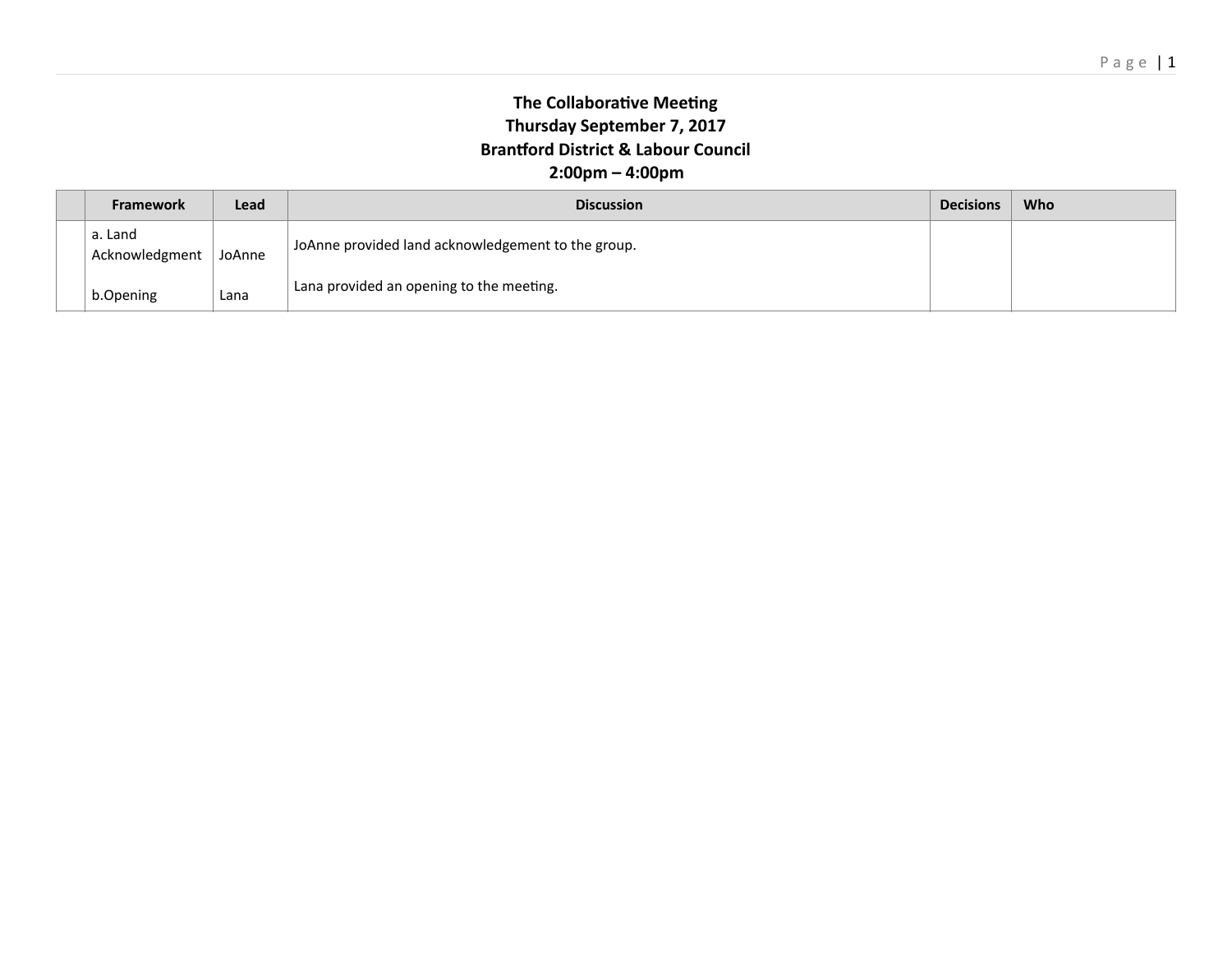**The Collaborative Meeting**
**Thursday September 7, 2017**
**Brantford District & Labour Council**
**2:00pm – 4:00pm**

| | Framework | Lead | Discussion | Decisions | Who |
|---|---|---|---|---|---|
| | a. Land Acknowledgment | JoAnne | JoAnne provided land acknowledgement to the group. | | |
| | b.Opening | Lana | Lana provided an opening to the meeting. | | |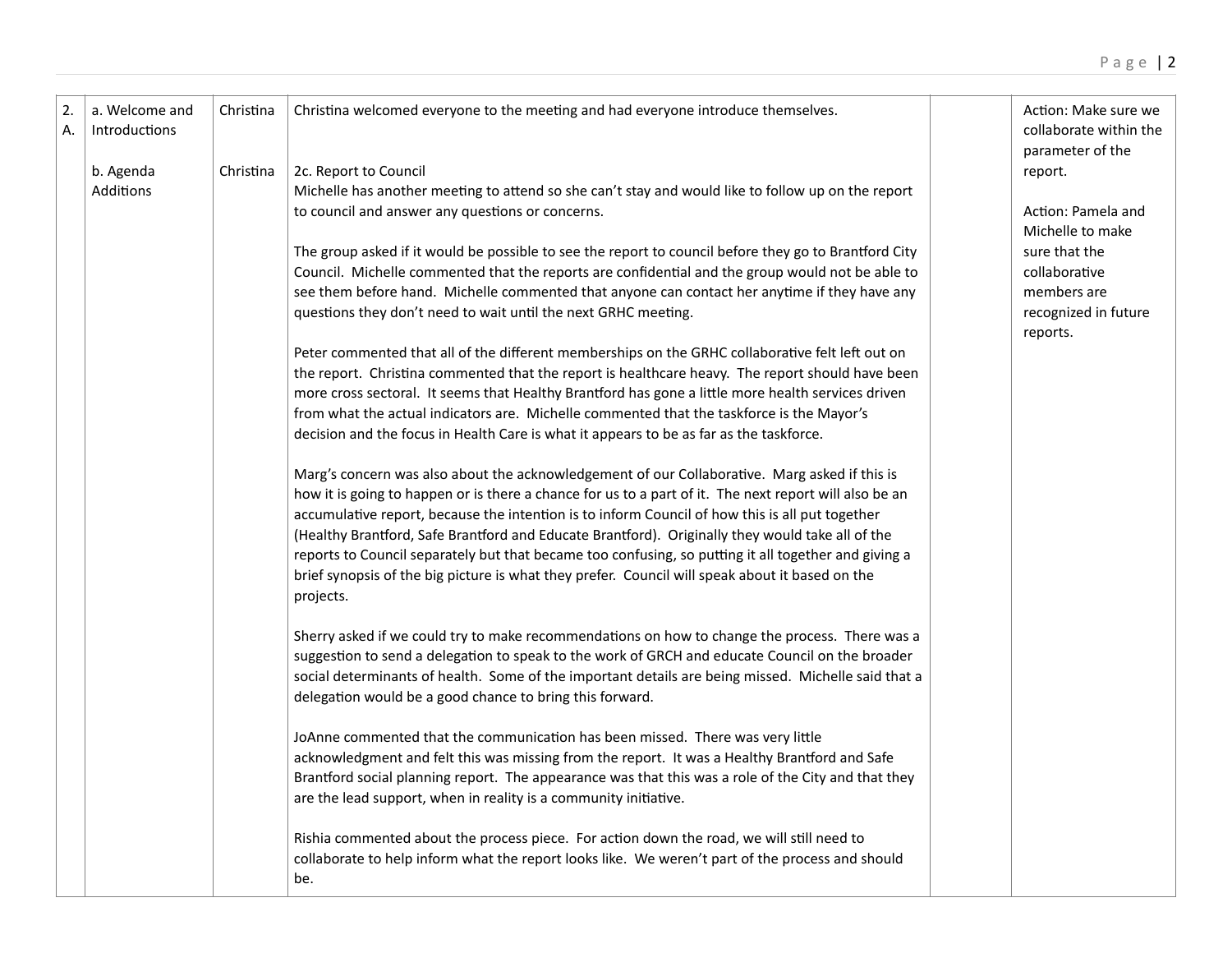| 2. A. | a. Welcome and Introductions<br><br>b. Agenda Additions | Christina<br><br>Christina | Christina welcomed everyone to the meeting and had everyone introduce themselves.<br><br>2c. Report to Council<br>Michelle has another meeting to attend so she can't stay and would like to follow up on the report to council and answer any questions or concerns.<br><br>The group asked if it would be possible to see the report to council before they go to Brantford City Council. Michelle commented that the reports are confidential and the group would not be able to see them before hand. Michelle commented that anyone can contact her anytime if they have any questions they don't need to wait until the next GRHC meeting.<br><br>Peter commented that all of the different memberships on the GRHC collaborative felt left out on the report. Christina commented that the report is healthcare heavy. The report should have been more cross sectoral. It seems that Healthy Brantford has gone a little more health services driven from what the actual indicators are. Michelle commented that the taskforce is the Mayor's decision and the focus in Health Care is what it appears to be as far as the taskforce.<br><br>Marg's concern was also about the acknowledgement of our Collaborative. Marg asked if this is how it is going to happen or is there a chance for us to a part of it. The next report will also be an accumulative report, because the intention is to inform Council of how this is all put together (Healthy Brantford, Safe Brantford and Educate Brantford). Originally they would take all of the reports to Council separately but that became too confusing, so putting it all together and giving a brief synopsis of the big picture is what they prefer. Council will speak about it based on the projects.<br><br>Sherry asked if we could try to make recommendations on how to change the process. There was a suggestion to send a delegation to speak to the work of GRCH and educate Council on the broader social determinants of health. Some of the important details are being missed. Michelle said that a delegation would be a good chance to bring this forward.<br><br>JoAnne commented that the communication has been missed. There was very little acknowledgment and felt this was missing from the report. It was a Healthy Brantford and Safe Brantford social planning report. The appearance was that this was a role of the City and that they are the lead support, when in reality is a community initiative.<br><br>Rishia commented about the process piece. For action down the road, we will still need to collaborate to help inform what the report looks like. We weren't part of the process and should be. | | Action: Make sure we collaborate within the parameter of the report.<br><br>Action: Pamela and Michelle to make sure that the collaborative members are recognized in future reports. |
|---|---|---|---|---|---|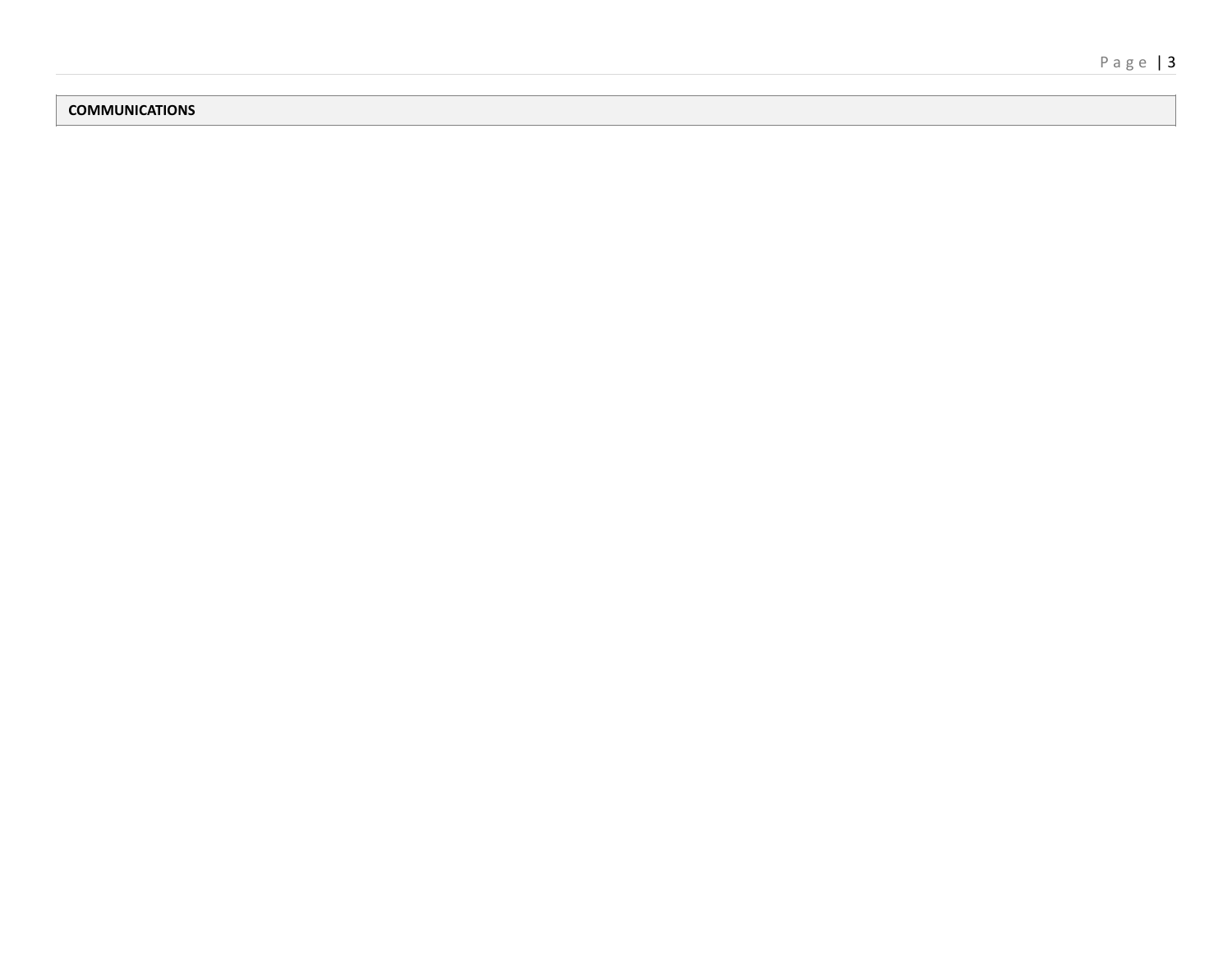**COMMUNICATIONS**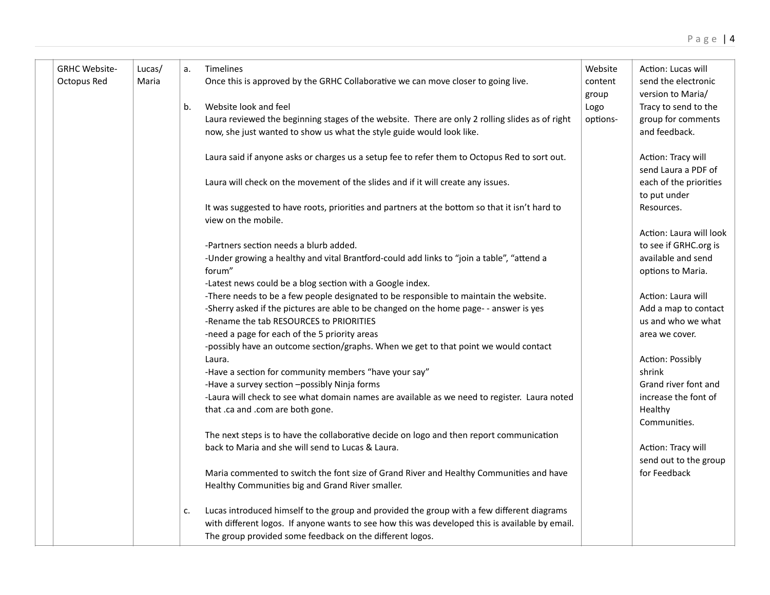| | GRHC Website-Octopus Red | Lucas/ Maria | | Website content group Logo options- | |
|---|---|---|---|---|---|
| | | | a. Timelines<br>Once this is approved by the GRHC Collaborative we can move closer to going live.<br><br>b. Website look and feel<br>Laura reviewed the beginning stages of the website. There are only 2 rolling slides as of right now, she just wanted to show us what the style guide would look like.<br><br>Laura said if anyone asks or charges us a setup fee to refer them to Octopus Red to sort out.<br><br>Laura will check on the movement of the slides and if it will create any issues.<br><br>It was suggested to have roots, priorities and partners at the bottom so that it isn't hard to view on the mobile.<br><br>-Partners section needs a blurb added.<br>-Under growing a healthy and vital Brantford-could add links to "join a table", "attend a forum"<br>-Latest news could be a blog section with a Google index.<br>-There needs to be a few people designated to be responsible to maintain the website.<br>-Sherry asked if the pictures are able to be changed on the home page- - answer is yes<br>-Rename the tab RESOURCES to PRIORITIES<br>-need a page for each of the 5 priority areas<br>-possibly have an outcome section/graphs. When we get to that point we would contact Laura.<br>-Have a section for community members "have your say"<br>-Have a survey section –possibly Ninja forms<br>-Laura will check to see what domain names are available as we need to register. Laura noted that .ca and .com are both gone.<br><br>The next steps is to have the collaborative decide on logo and then report communication back to Maria and she will send to Lucas & Laura.<br><br>Maria commented to switch the font size of Grand River and Healthy Communities and have Healthy Communities big and Grand River smaller.<br><br>c. Lucas introduced himself to the group and provided the group with a few different diagrams with different logos. If anyone wants to see how this was developed this is available by email. The group provided some feedback on the different logos. | | Action: Lucas will send the electronic version to Maria/ Tracy to send to the group for comments and feedback.<br><br>Action: Tracy will send Laura a PDF of each of the priorities to put under Resources.<br><br>Action: Laura will look to see if GRHC.org is available and send options to Maria.<br><br>Action: Laura will Add a map to contact us and who we what area we cover.<br><br>Action: Possibly shrink Grand river font and increase the font of Healthy Communities.<br><br>Action: Tracy will send out to the group for Feedback |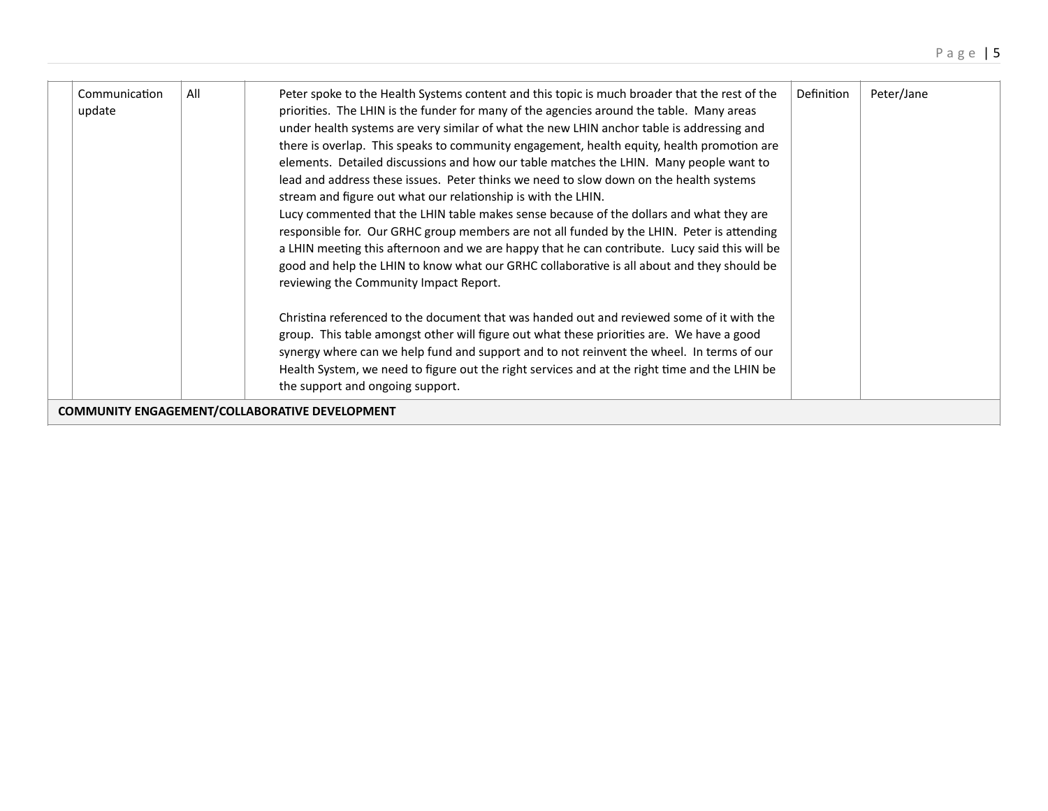| | | | | | |
|---|---|---|---|---|---|
| | Communication update | All | Peter spoke to the Health Systems content and this topic is much broader that the rest of the priorities. The LHIN is the funder for many of the agencies around the table. Many areas under health systems are very similar of what the new LHIN anchor table is addressing and there is overlap. This speaks to community engagement, health equity, health promotion are elements. Detailed discussions and how our table matches the LHIN. Many people want to lead and address these issues. Peter thinks we need to slow down on the health systems stream and figure out what our relationship is with the LHIN.<br>Lucy commented that the LHIN table makes sense because of the dollars and what they are responsible for. Our GRHC group members are not all funded by the LHIN. Peter is attending a LHIN meeting this afternoon and we are happy that he can contribute. Lucy said this will be good and help the LHIN to know what our GRHC collaborative is all about and they should be reviewing the Community Impact Report.<br><br>Christina referenced to the document that was handed out and reviewed some of it with the group. This table amongst other will figure out what these priorities are. We have a good synergy where can we help fund and support and to not reinvent the wheel. In terms of our Health System, we need to figure out the right services and at the right time and the LHIN be the support and ongoing support. | Definition | Peter/Jane |
| **COMMUNITY ENGAGEMENT/COLLABORATIVE DEVELOPMENT** | | | | | |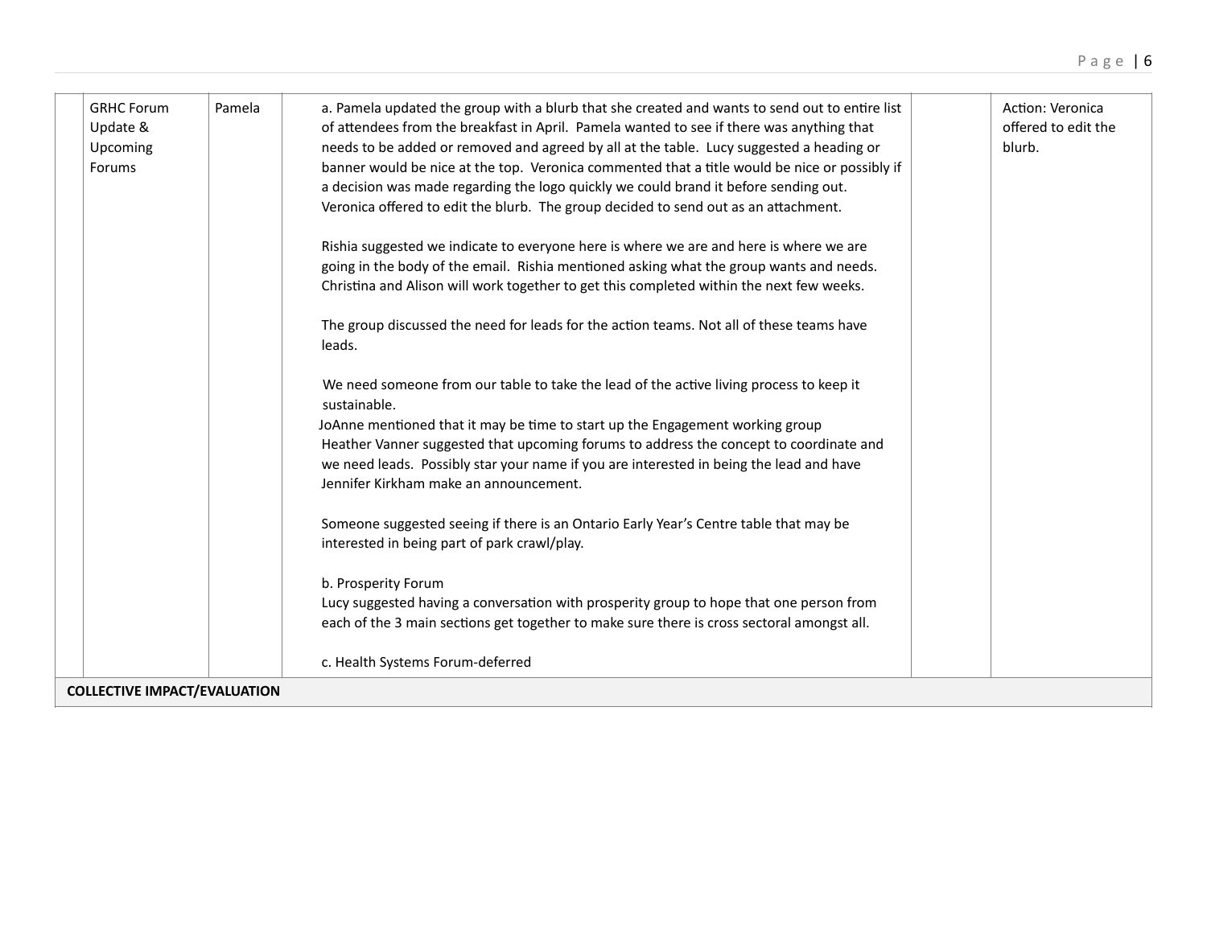|  | GRHC Forum Update & Upcoming Forums | Pamela | a. Pamela updated the group with a blurb that she created and wants to send out to entire list of attendees from the breakfast in April. Pamela wanted to see if there was anything that needs to be added or removed and agreed by all at the table. Lucy suggested a heading or banner would be nice at the top. Veronica commented that a title would be nice or possibly if a decision was made regarding the logo quickly we could brand it before sending out. Veronica offered to edit the blurb. The group decided to send out as an attachment.<br><br>Rishia suggested we indicate to everyone here is where we are and here is where we are going in the body of the email. Rishia mentioned asking what the group wants and needs. Christina and Alison will work together to get this completed within the next few weeks.<br><br>The group discussed the need for leads for the action teams. Not all of these teams have leads.<br><br>We need someone from our table to take the lead of the active living process to keep it sustainable.<br>JoAnne mentioned that it may be time to start up the Engagement working group<br>Heather Vanner suggested that upcoming forums to address the concept to coordinate and we need leads. Possibly star your name if you are interested in being the lead and have Jennifer Kirkham make an announcement.<br><br>Someone suggested seeing if there is an Ontario Early Year's Centre table that may be interested in being part of park crawl/play.<br><br>b. Prosperity Forum<br>Lucy suggested having a conversation with prosperity group to hope that one person from each of the 3 main sections get together to make sure there is cross sectoral amongst all.<br><br>c. Health Systems Forum-deferred |  | Action: Veronica offered to edit the blurb. |
|---|---|---|---|---|---|
| **COLLECTIVE IMPACT/EVALUATION** | | | | | |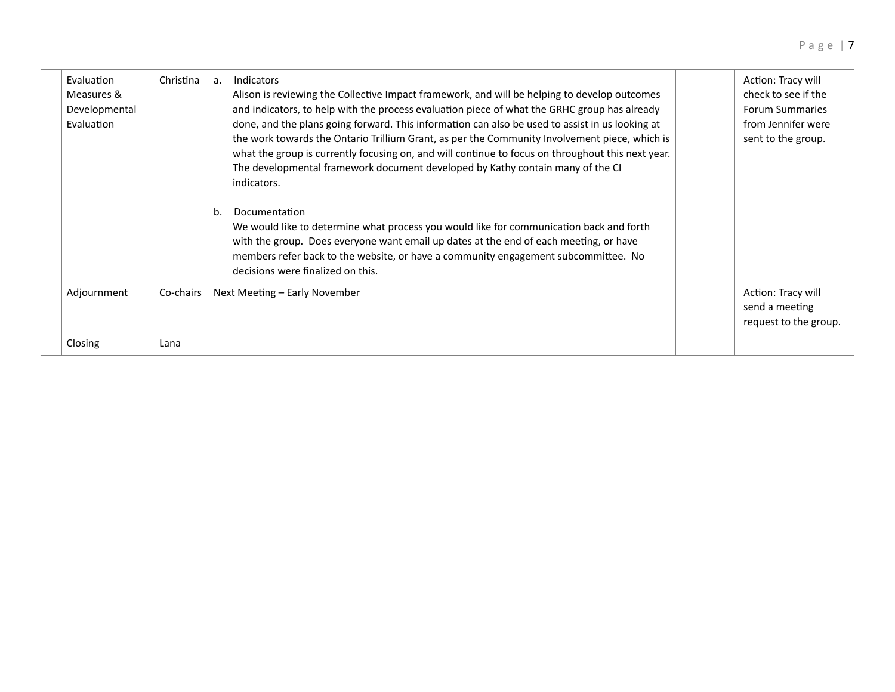| | | | | | |
|---|---|---|---|---|---|
| | Evaluation Measures & Developmental Evaluation | Christina | a. Indicators<br>Alison is reviewing the Collective Impact framework, and will be helping to develop outcomes and indicators, to help with the process evaluation piece of what the GRHC group has already done, and the plans going forward. This information can also be used to assist in us looking at the work towards the Ontario Trillium Grant, as per the Community Involvement piece, which is what the group is currently focusing on, and will continue to focus on throughout this next year. The developmental framework document developed by Kathy contain many of the CI indicators.<br><br>b. Documentation<br>We would like to determine what process you would like for communication back and forth with the group. Does everyone want email up dates at the end of each meeting, or have members refer back to the website, or have a community engagement subcommittee. No decisions were finalized on this. | | Action: Tracy will check to see if the Forum Summaries from Jennifer were sent to the group. |
| | Adjournment | Co-chairs | Next Meeting – Early November | | Action: Tracy will send a meeting request to the group. |
| | Closing | Lana | | | |